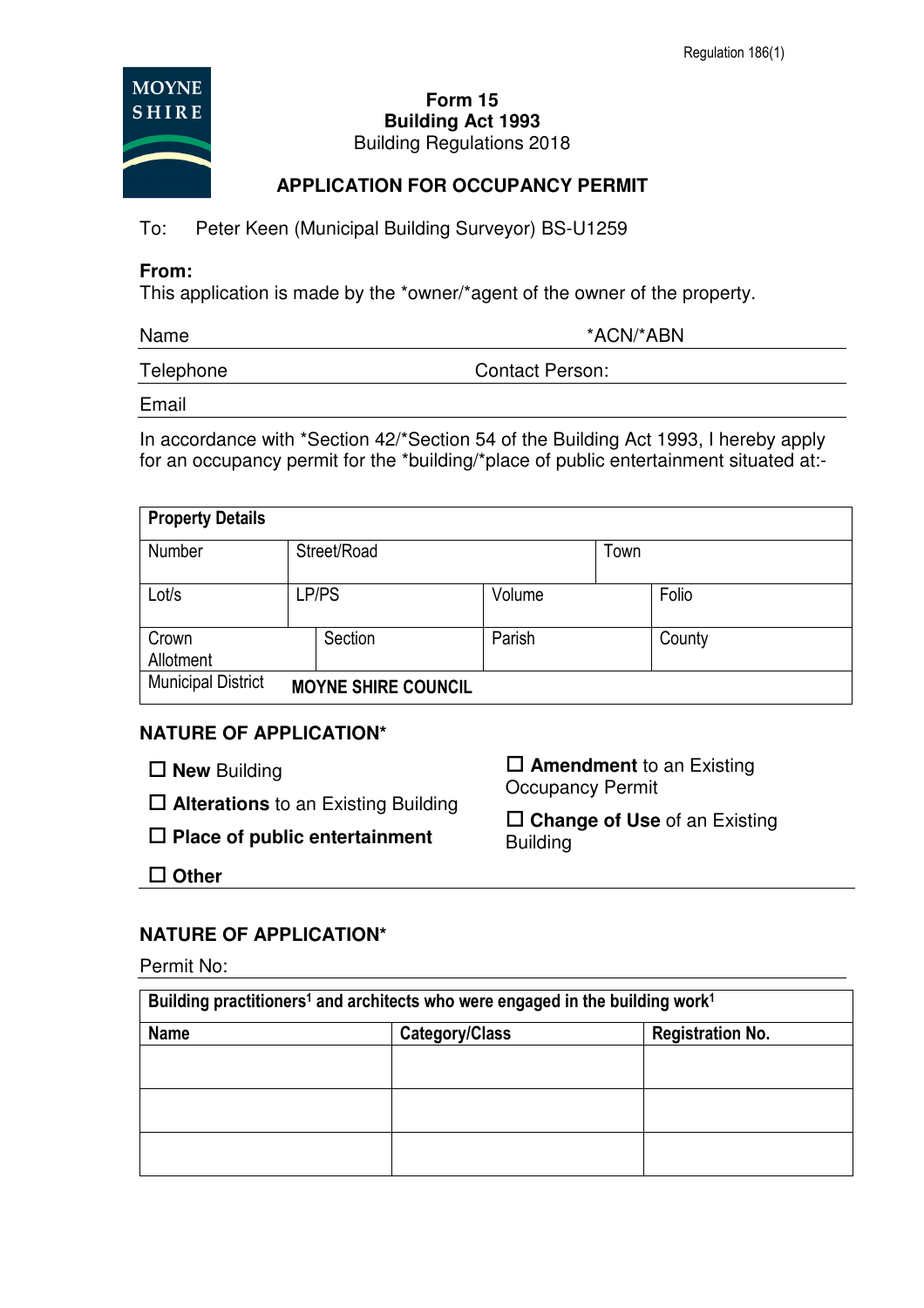Regulation 186(1)

MOYNE SHIRE

**Form 15**
**Building Act 1993**
Building Regulations 2018

## APPLICATION FOR OCCUPANCY PERMIT

To: Peter Keen (Municipal Building Surveyor) BS-U1259

**From:**
This application is made by the *owner/*agent of the owner of the property.

Name *ACN/*ABN

Telephone Contact Person:

Email

In accordance with *Section 42/*Section 54 of the Building Act 1993, I hereby apply for an occupancy permit for the *building/*place of public entertainment situated at:-

| **Property Details** | | | | |
|---|---|---|---|---|
| Number | Street/Road | | Town | |
| Lot/s | LP/PS | Volume | Folio | |
| Crown Allotment | Section | Parish | County | |
| Municipal District | **MOYNE SHIRE COUNCIL** | | | |

### NATURE OF APPLICATION*

☐ **New** Building

☐ **Alterations** to an Existing Building

☐ **Place of public entertainment**

☐ **Amendment** to an Existing Occupancy Permit

☐ **Change of Use** of an Existing Building

☐ **Other**

### NATURE OF APPLICATION*

Permit No:

| **Building practitioners[1] and architects who were engaged in the building work[1]** | | |
|---|---|---|
| **Name** | **Category/Class** | **Registration No.** |
| | | |
| | | |
| | | |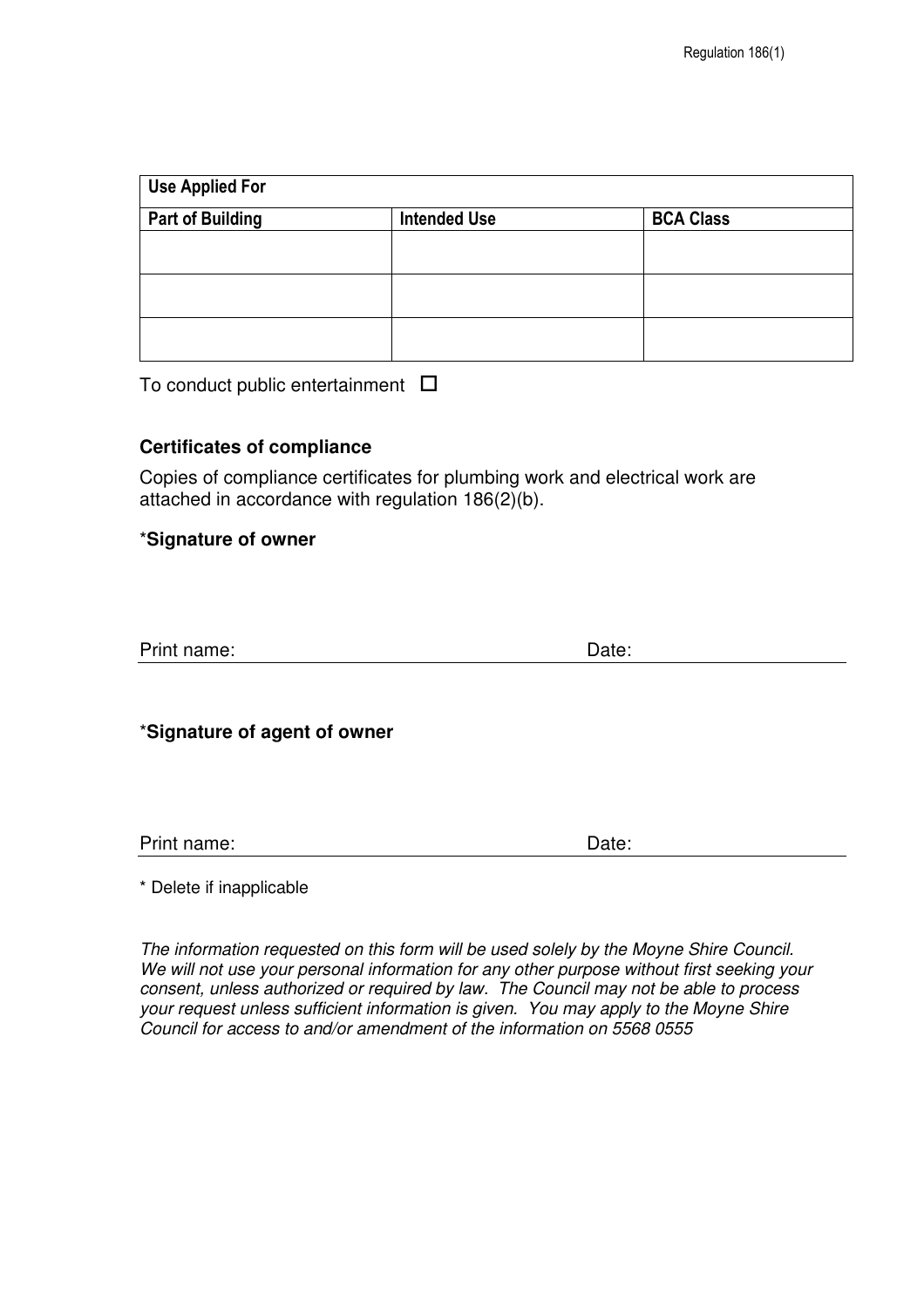Regulation 186(1)

| Use Applied For | | |
|---|---|---|
| **Part of Building** | **Intended Use** | **BCA Class** |
| | | |
| | | |
| | | |

To conduct public entertainment ☐

**Certificates of compliance**

Copies of compliance certificates for plumbing work and electrical work are attached in accordance with regulation 186(2)(b).

***Signature of owner**

Print name: Date:

***Signature of agent of owner**

Print name: Date:

* Delete if inapplicable

*The information requested on this form will be used solely by the Moyne Shire Council. We will not use your personal information for any other purpose without first seeking your consent, unless authorized or required by law. The Council may not be able to process your request unless sufficient information is given. You may apply to the Moyne Shire Council for access to and/or amendment of the information on 5568 0555*